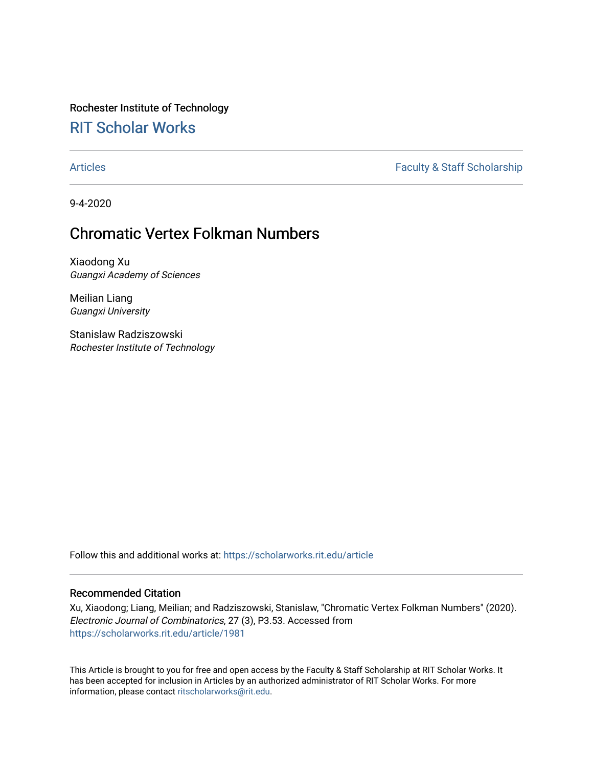Rochester Institute of Technology

## RIT Scholar Works

Articles | Faculty & Staff Scholarship

9-4-2020

# Chromatic Vertex Folkman Numbers

Xiaodong Xu
*Guangxi Academy of Sciences*

Meilian Liang
*Guangxi University*

Stanislaw Radziszowski
*Rochester Institute of Technology*

Follow this and additional works at: https://scholarworks.rit.edu/article

### Recommended Citation

Xu, Xiaodong; Liang, Meilian; and Radziszowski, Stanislaw, "Chromatic Vertex Folkman Numbers" (2020). *Electronic Journal of Combinatorics*, 27 (3), P3.53. Accessed from
https://scholarworks.rit.edu/article/1981

This Article is brought to you for free and open access by the Faculty & Staff Scholarship at RIT Scholar Works. It has been accepted for inclusion in Articles by an authorized administrator of RIT Scholar Works. For more information, please contact ritscholarworks@rit.edu.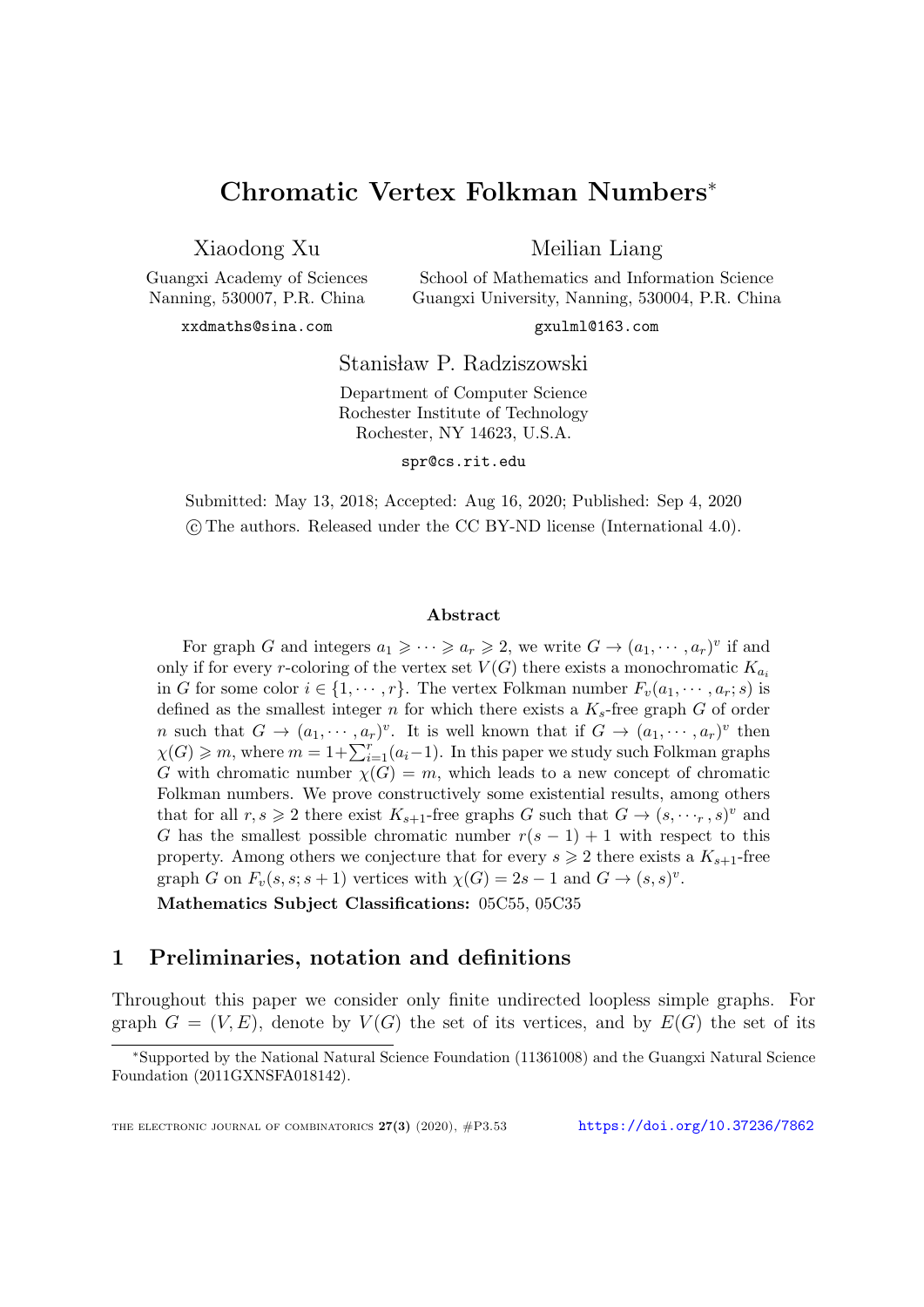# Chromatic Vertex Folkman Numbers*

Xiaodong Xu

Guangxi Academy of Sciences
Nanning, 530007, P.R. China

xxdmaths@sina.com

Meilian Liang

School of Mathematics and Information Science
Guangxi University, Nanning, 530004, P.R. China

gxulml@163.com

Stanisław P. Radziszowski

Department of Computer Science
Rochester Institute of Technology
Rochester, NY 14623, U.S.A.

spr@cs.rit.edu

Submitted: May 13, 2018; Accepted: Aug 16, 2020; Published: Sep 4, 2020
© The authors. Released under the CC BY-ND license (International 4.0).

### Abstract

For graph $G$ and integers $a_1 \geqslant \cdots \geqslant a_r \geqslant 2$, we write $G \to (a_1, \cdots, a_r)^v$ if and only if for every $r$-coloring of the vertex set $V(G)$ there exists a monochromatic $K_{a_i}$ in $G$ for some color $i \in \{1, \cdots, r\}$. The vertex Folkman number $F_v(a_1, \cdots, a_r; s)$ is defined as the smallest integer $n$ for which there exists a $K_s$-free graph $G$ of order $n$ such that $G \to (a_1, \cdots, a_r)^v$. It is well known that if $G \to (a_1, \cdots, a_r)^v$ then $\chi(G) \geqslant m$, where $m = 1+\sum_{i=1}^{r}(a_i-1)$. In this paper we study such Folkman graphs $G$ with chromatic number $\chi(G) = m$, which leads to a new concept of chromatic Folkman numbers. We prove constructively some existential results, among others that for all $r, s \geqslant 2$ there exist $K_{s+1}$-free graphs $G$ such that $G \to (s, \cdots_r, s)^v$ and $G$ has the smallest possible chromatic number $r(s-1)+1$ with respect to this property. Among others we conjecture that for every $s \geqslant 2$ there exists a $K_{s+1}$-free graph $G$ on $F_v(s, s; s+1)$ vertices with $\chi(G) = 2s-1$ and $G \to (s, s)^v$.

**Mathematics Subject Classifications:** 05C55, 05C35

## 1 Preliminaries, notation and definitions

Throughout this paper we consider only finite undirected loopless simple graphs. For graph $G = (V, E)$, denote by $V(G)$ the set of its vertices, and by $E(G)$ the set of its

*Supported by the National Natural Science Foundation (11361008) and the Guangxi Natural Science Foundation (2011GXNSFA018142).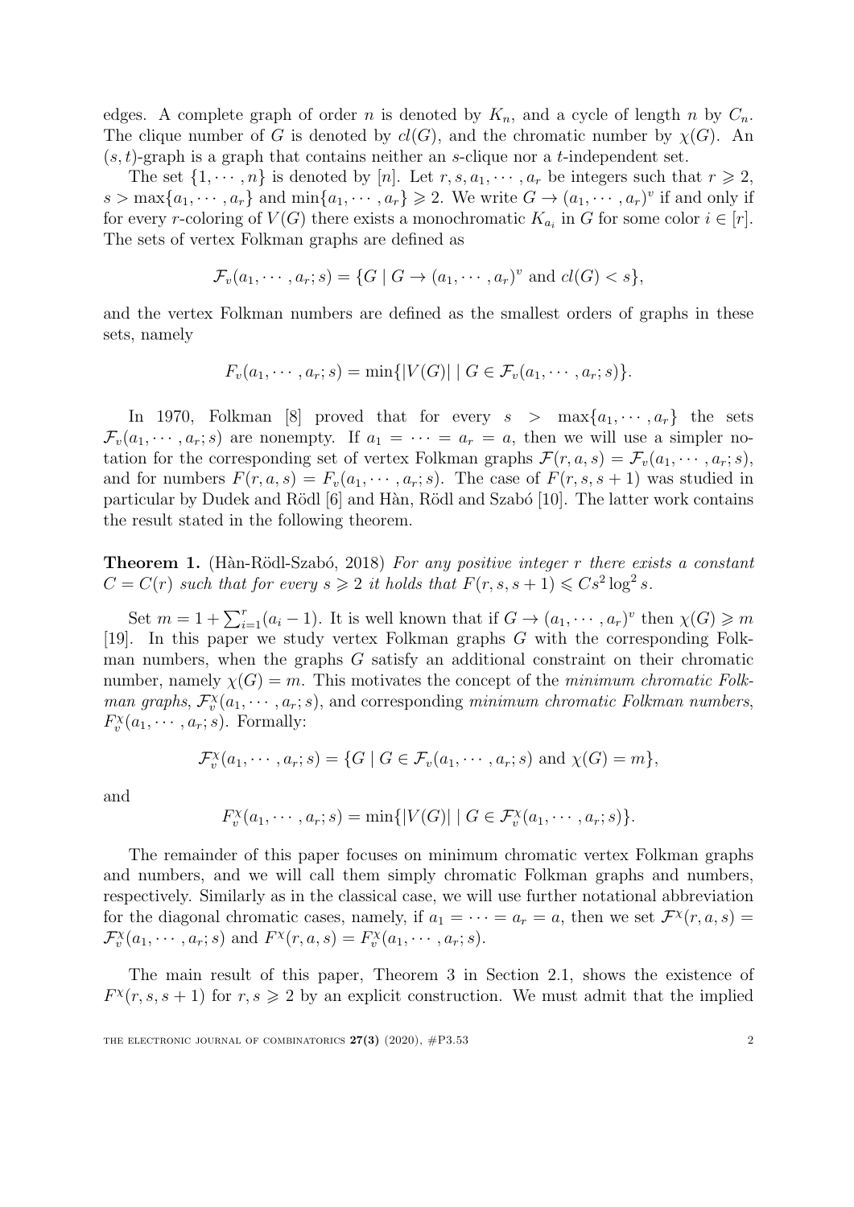edges. A complete graph of order $n$ is denoted by $K_n$, and a cycle of length $n$ by $C_n$. The clique number of $G$ is denoted by $cl(G)$, and the chromatic number by $\chi(G)$. An $(s,t)$-graph is a graph that contains neither an $s$-clique nor a $t$-independent set.

The set $\{1, \cdots, n\}$ is denoted by $[n]$. Let $r, s, a_1, \cdots, a_r$ be integers such that $r \geqslant 2$, $s > \max\{a_1, \cdots, a_r\}$ and $\min\{a_1, \cdots, a_r\} \geqslant 2$. We write $G \to (a_1, \cdots, a_r)^v$ if and only if for every $r$-coloring of $V(G)$ there exists a monochromatic $K_{a_i}$ in $G$ for some color $i \in [r]$. The sets of vertex Folkman graphs are defined as

$$\mathcal{F}_v(a_1, \cdots, a_r; s) = \{G \mid G \to (a_1, \cdots, a_r)^v \text{ and } cl(G) < s\},$$

and the vertex Folkman numbers are defined as the smallest orders of graphs in these sets, namely

$$F_v(a_1, \cdots, a_r; s) = \min\{|V(G)| \mid G \in \mathcal{F}_v(a_1, \cdots, a_r; s)\}.$$

In 1970, Folkman [8] proved that for every $s > \max\{a_1, \cdots, a_r\}$ the sets $\mathcal{F}_v(a_1, \cdots, a_r; s)$ are nonempty. If $a_1 = \cdots = a_r = a$, then we will use a simpler notation for the corresponding set of vertex Folkman graphs $\mathcal{F}(r, a, s) = \mathcal{F}_v(a_1, \cdots, a_r; s)$, and for numbers $F(r, a, s) = F_v(a_1, \cdots, a_r; s)$. The case of $F(r, s, s+1)$ was studied in particular by Dudek and Rödl [6] and Hàn, Rödl and Szabó [10]. The latter work contains the result stated in the following theorem.

**Theorem 1.** (Hàn-Rödl-Szabó, 2018) *For any positive integer $r$ there exists a constant $C = C(r)$ such that for every $s \geqslant 2$ it holds that $F(r, s, s+1) \leqslant Cs^2 \log^2 s$.*

Set $m = 1 + \sum_{i=1}^{r}(a_i - 1)$. It is well known that if $G \to (a_1, \cdots, a_r)^v$ then $\chi(G) \geqslant m$ [19]. In this paper we study vertex Folkman graphs $G$ with the corresponding Folkman numbers, when the graphs $G$ satisfy an additional constraint on their chromatic number, namely $\chi(G) = m$. This motivates the concept of the *minimum chromatic Folkman graphs*, $\mathcal{F}_v^{\chi}(a_1, \cdots, a_r; s)$, and corresponding *minimum chromatic Folkman numbers*, $F_v^{\chi}(a_1, \cdots, a_r; s)$. Formally:

$$\mathcal{F}_v^{\chi}(a_1, \cdots, a_r; s) = \{G \mid G \in \mathcal{F}_v(a_1, \cdots, a_r; s) \text{ and } \chi(G) = m\},$$

and

$$F_v^{\chi}(a_1, \cdots, a_r; s) = \min\{|V(G)| \mid G \in \mathcal{F}_v^{\chi}(a_1, \cdots, a_r; s)\}.$$

The remainder of this paper focuses on minimum chromatic vertex Folkman graphs and numbers, and we will call them simply chromatic Folkman graphs and numbers, respectively. Similarly as in the classical case, we will use further notational abbreviation for the diagonal chromatic cases, namely, if $a_1 = \cdots = a_r = a$, then we set $\mathcal{F}^{\chi}(r, a, s) = \mathcal{F}_v^{\chi}(a_1, \cdots, a_r; s)$ and $F^{\chi}(r, a, s) = F_v^{\chi}(a_1, \cdots, a_r; s)$.

The main result of this paper, Theorem 3 in Section 2.1, shows the existence of $F^{\chi}(r, s, s+1)$ for $r, s \geqslant 2$ by an explicit construction. We must admit that the implied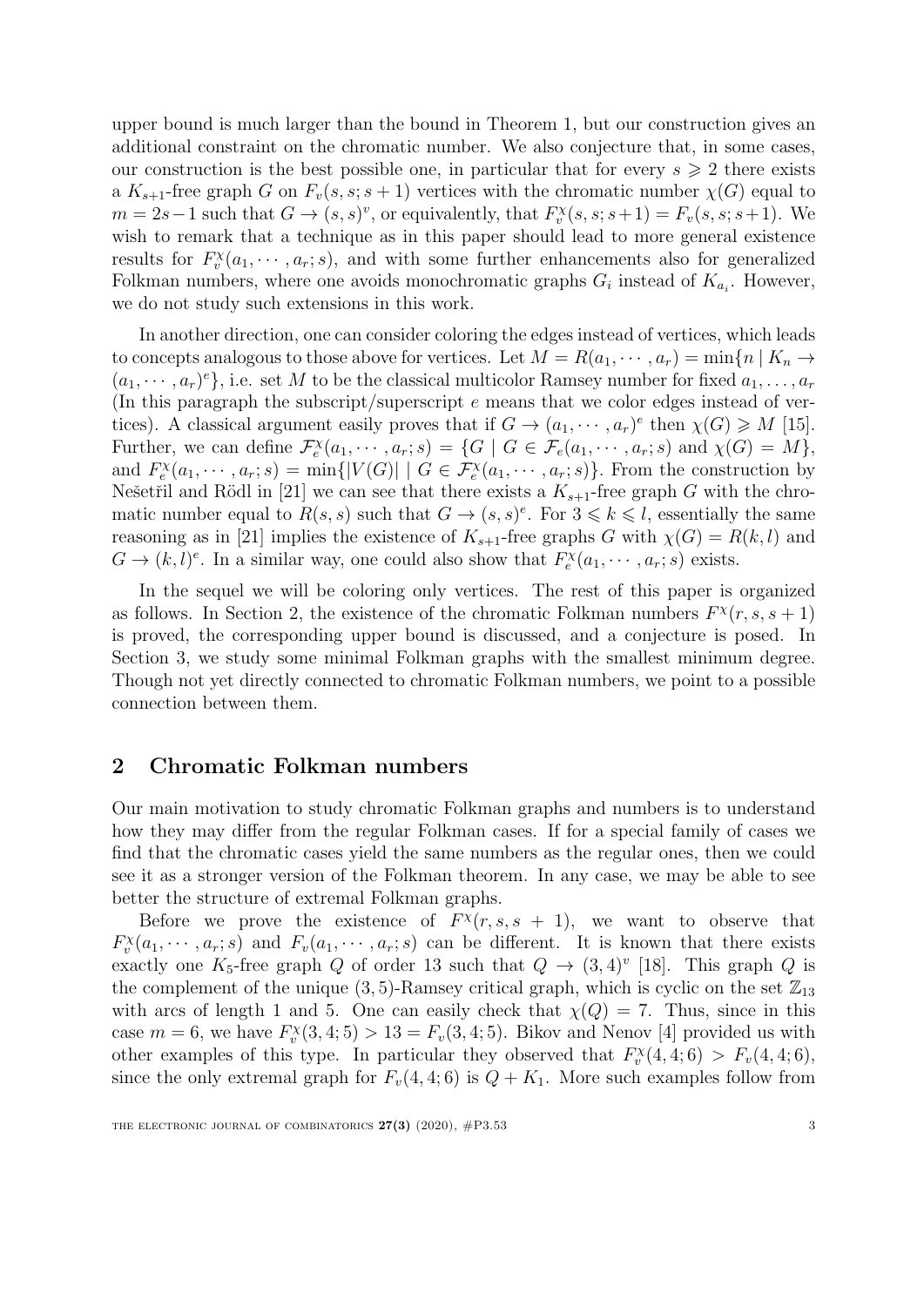upper bound is much larger than the bound in Theorem 1, but our construction gives an additional constraint on the chromatic number. We also conjecture that, in some cases, our construction is the best possible one, in particular that for every $s \geqslant 2$ there exists a $K_{s+1}$-free graph $G$ on $F_v(s, s; s+1)$ vertices with the chromatic number $\chi(G)$ equal to $m = 2s-1$ such that $G \to (s, s)^v$, or equivalently, that $F_v^\chi(s, s; s+1) = F_v(s, s; s+1)$. We wish to remark that a technique as in this paper should lead to more general existence results for $F_v^\chi(a_1, \cdots, a_r; s)$, and with some further enhancements also for generalized Folkman numbers, where one avoids monochromatic graphs $G_i$ instead of $K_{a_i}$. However, we do not study such extensions in this work.

In another direction, one can consider coloring the edges instead of vertices, which leads to concepts analogous to those above for vertices. Let $M = R(a_1, \cdots, a_r) = \min\{n \mid K_n \to (a_1, \cdots, a_r)^e\}$, i.e. set $M$ to be the classical multicolor Ramsey number for fixed $a_1, \ldots, a_r$ (In this paragraph the subscript/superscript $e$ means that we color edges instead of vertices). A classical argument easily proves that if $G \to (a_1, \cdots, a_r)^e$ then $\chi(G) \geqslant M$ [15]. Further, we can define $\mathcal{F}_e^\chi(a_1, \cdots, a_r; s) = \{G \mid G \in \mathcal{F}_e(a_1, \cdots, a_r; s) \text{ and } \chi(G) = M\}$, and $F_e^\chi(a_1, \cdots, a_r; s) = \min\{|V(G)| \mid G \in \mathcal{F}_e^\chi(a_1, \cdots, a_r; s)\}$. From the construction by Nešetřil and Rödl in [21] we can see that there exists a $K_{s+1}$-free graph $G$ with the chromatic number equal to $R(s, s)$ such that $G \to (s, s)^e$. For $3 \leqslant k \leqslant l$, essentially the same reasoning as in [21] implies the existence of $K_{s+1}$-free graphs $G$ with $\chi(G) = R(k, l)$ and $G \to (k, l)^e$. In a similar way, one could also show that $F_e^\chi(a_1, \cdots, a_r; s)$ exists.

In the sequel we will be coloring only vertices. The rest of this paper is organized as follows. In Section 2, the existence of the chromatic Folkman numbers $F^\chi(r, s, s+1)$ is proved, the corresponding upper bound is discussed, and a conjecture is posed. In Section 3, we study some minimal Folkman graphs with the smallest minimum degree. Though not yet directly connected to chromatic Folkman numbers, we point to a possible connection between them.

## 2 Chromatic Folkman numbers

Our main motivation to study chromatic Folkman graphs and numbers is to understand how they may differ from the regular Folkman cases. If for a special family of cases we find that the chromatic cases yield the same numbers as the regular ones, then we could see it as a stronger version of the Folkman theorem. In any case, we may be able to see better the structure of extremal Folkman graphs.

Before we prove the existence of $F^\chi(r, s, s+1)$, we want to observe that $F_v^\chi(a_1, \cdots, a_r; s)$ and $F_v(a_1, \cdots, a_r; s)$ can be different. It is known that there exists exactly one $K_5$-free graph $Q$ of order 13 such that $Q \to (3, 4)^v$ [18]. This graph $Q$ is the complement of the unique $(3, 5)$-Ramsey critical graph, which is cyclic on the set $\mathbb{Z}_{13}$ with arcs of length 1 and 5. One can easily check that $\chi(Q) = 7$. Thus, since in this case $m = 6$, we have $F_v^\chi(3, 4; 5) > 13 = F_v(3, 4; 5)$. Bikov and Nenov [4] provided us with other examples of this type. In particular they observed that $F_v^\chi(4, 4; 6) > F_v(4, 4; 6)$, since the only extremal graph for $F_v(4, 4; 6)$ is $Q + K_1$. More such examples follow from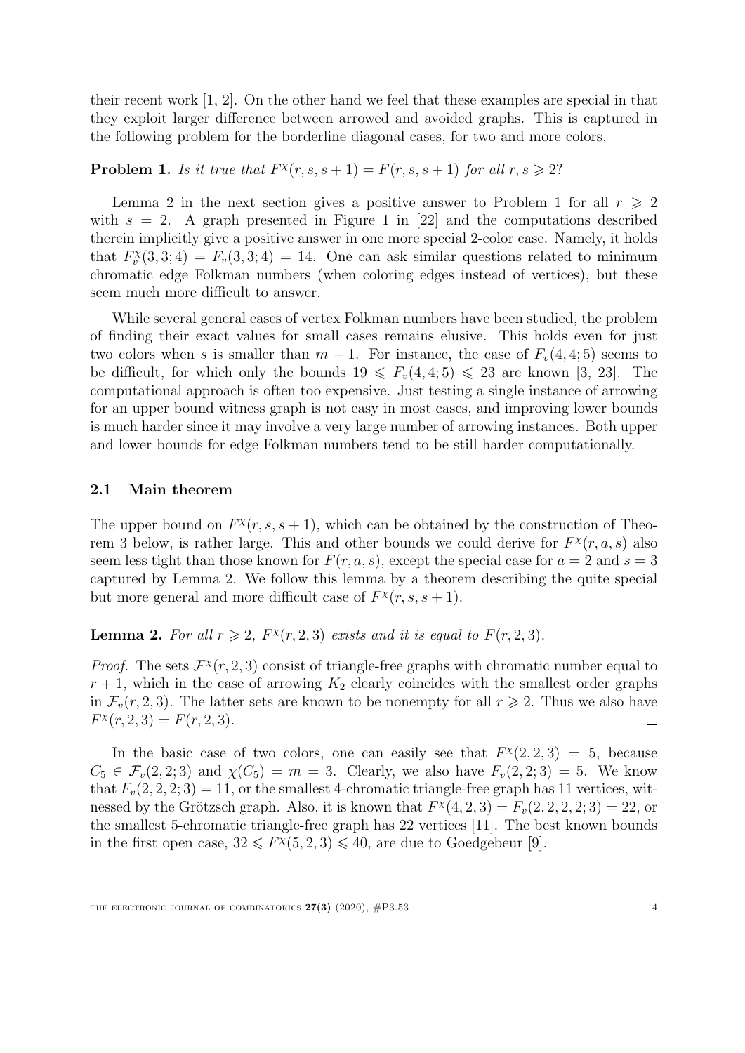their recent work [1, 2]. On the other hand we feel that these examples are special in that they exploit larger difference between arrowed and avoided graphs. This is captured in the following problem for the borderline diagonal cases, for two and more colors.

**Problem 1.** *Is it true that $F^{\chi}(r, s, s+1) = F(r, s, s+1)$ for all $r, s \geqslant 2$?*

Lemma 2 in the next section gives a positive answer to Problem 1 for all $r \geqslant 2$ with $s = 2$. A graph presented in Figure 1 in [22] and the computations described therein implicitly give a positive answer in one more special 2-color case. Namely, it holds that $F_v^{\chi}(3, 3; 4) = F_v(3, 3; 4) = 14$. One can ask similar questions related to minimum chromatic edge Folkman numbers (when coloring edges instead of vertices), but these seem much more difficult to answer.

While several general cases of vertex Folkman numbers have been studied, the problem of finding their exact values for small cases remains elusive. This holds even for just two colors when $s$ is smaller than $m - 1$. For instance, the case of $F_v(4, 4; 5)$ seems to be difficult, for which only the bounds $19 \leqslant F_v(4, 4; 5) \leqslant 23$ are known [3, 23]. The computational approach is often too expensive. Just testing a single instance of arrowing for an upper bound witness graph is not easy in most cases, and improving lower bounds is much harder since it may involve a very large number of arrowing instances. Both upper and lower bounds for edge Folkman numbers tend to be still harder computationally.

### 2.1 Main theorem

The upper bound on $F^{\chi}(r, s, s+1)$, which can be obtained by the construction of Theorem 3 below, is rather large. This and other bounds we could derive for $F^{\chi}(r, a, s)$ also seem less tight than those known for $F(r, a, s)$, except the special case for $a = 2$ and $s = 3$ captured by Lemma 2. We follow this lemma by a theorem describing the quite special but more general and more difficult case of $F^{\chi}(r, s, s+1)$.

**Lemma 2.** *For all $r \geqslant 2$, $F^{\chi}(r, 2, 3)$ exists and it is equal to $F(r, 2, 3)$.*

*Proof.* The sets $\mathcal{F}^{\chi}(r, 2, 3)$ consist of triangle-free graphs with chromatic number equal to $r + 1$, which in the case of arrowing $K_2$ clearly coincides with the smallest order graphs in $\mathcal{F}_v(r, 2, 3)$. The latter sets are known to be nonempty for all $r \geqslant 2$. Thus we also have $F^{\chi}(r, 2, 3) = F(r, 2, 3)$. □

In the basic case of two colors, one can easily see that $F^{\chi}(2, 2, 3) = 5$, because $C_5 \in \mathcal{F}_v(2, 2; 3)$ and $\chi(C_5) = m = 3$. Clearly, we also have $F_v(2, 2; 3) = 5$. We know that $F_v(2, 2, 2; 3) = 11$, or the smallest 4-chromatic triangle-free graph has 11 vertices, witnessed by the Grötzsch graph. Also, it is known that $F^{\chi}(4, 2, 3) = F_v(2, 2, 2, 2; 3) = 22$, or the smallest 5-chromatic triangle-free graph has 22 vertices [11]. The best known bounds in the first open case, $32 \leqslant F^{\chi}(5, 2, 3) \leqslant 40$, are due to Goedgebeur [9].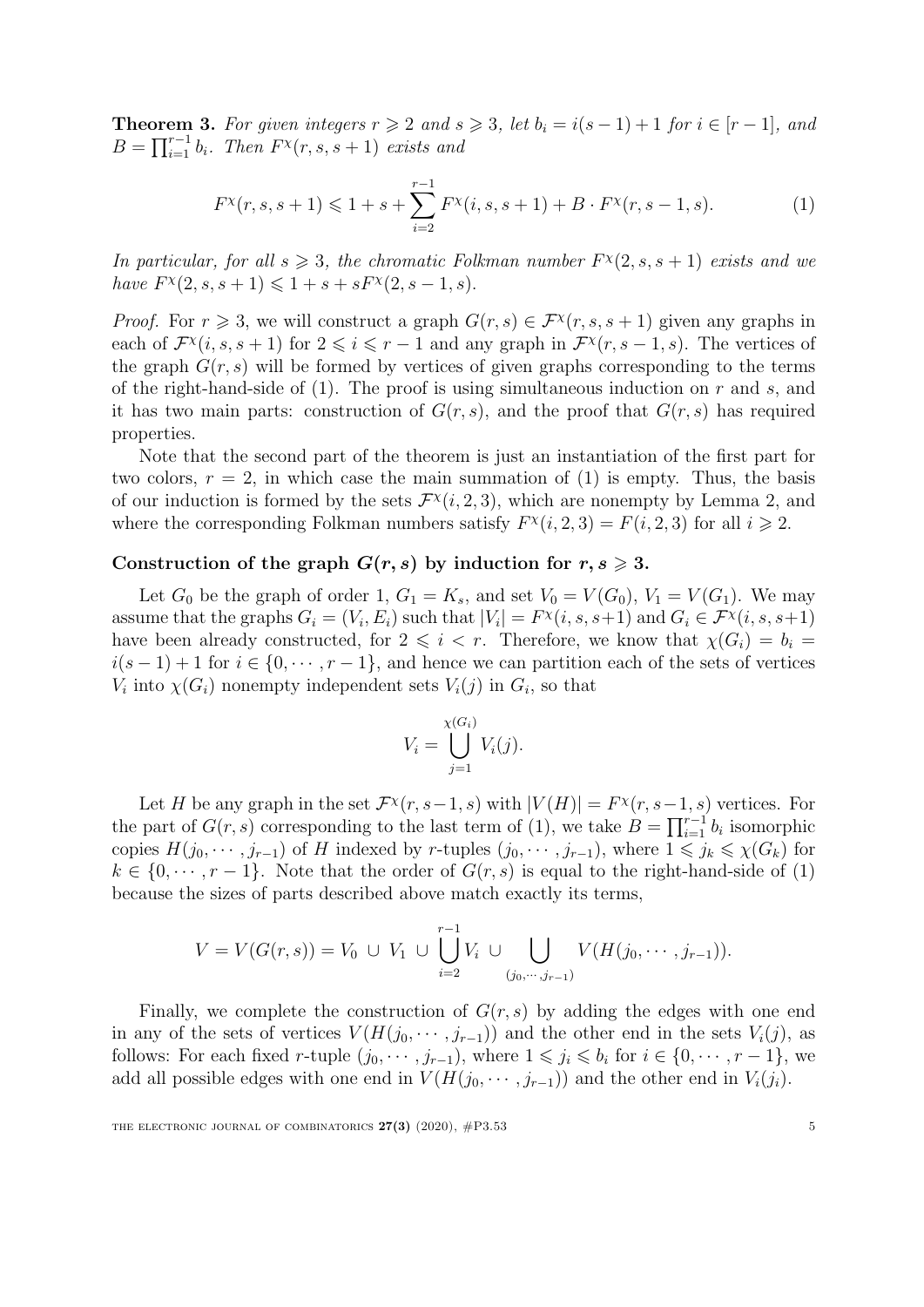**Theorem 3.** *For given integers $r \geqslant 2$ and $s \geqslant 3$, let $b_i = i(s-1)+1$ for $i \in [r-1]$, and $B = \prod_{i=1}^{r-1} b_i$. Then $F^{\chi}(r, s, s+1)$ exists and*

$$F^{\chi}(r, s, s+1) \leqslant 1 + s + \sum_{i=2}^{r-1} F^{\chi}(i, s, s+1) + B \cdot F^{\chi}(r, s-1, s). \tag{1}$$

*In particular, for all $s \geqslant 3$, the chromatic Folkman number $F^{\chi}(2, s, s+1)$ exists and we have $F^{\chi}(2, s, s+1) \leqslant 1 + s + sF^{\chi}(2, s-1, s)$.*

*Proof.* For $r \geqslant 3$, we will construct a graph $G(r, s) \in \mathcal{F}^{\chi}(r, s, s+1)$ given any graphs in each of $\mathcal{F}^{\chi}(i, s, s+1)$ for $2 \leqslant i \leqslant r-1$ and any graph in $\mathcal{F}^{\chi}(r, s-1, s)$. The vertices of the graph $G(r, s)$ will be formed by vertices of given graphs corresponding to the terms of the right-hand-side of (1). The proof is using simultaneous induction on $r$ and $s$, and it has two main parts: construction of $G(r, s)$, and the proof that $G(r, s)$ has required properties.

Note that the second part of the theorem is just an instantiation of the first part for two colors, $r = 2$, in which case the main summation of (1) is empty. Thus, the basis of our induction is formed by the sets $\mathcal{F}^{\chi}(i, 2, 3)$, which are nonempty by Lemma 2, and where the corresponding Folkman numbers satisfy $F^{\chi}(i, 2, 3) = F(i, 2, 3)$ for all $i \geqslant 2$.

### Construction of the graph $G(r, s)$ by induction for $r, s \geqslant 3$.

Let $G_0$ be the graph of order 1, $G_1 = K_s$, and set $V_0 = V(G_0)$, $V_1 = V(G_1)$. We may assume that the graphs $G_i = (V_i, E_i)$ such that $|V_i| = F^{\chi}(i, s, s+1)$ and $G_i \in \mathcal{F}^{\chi}(i, s, s+1)$ have been already constructed, for $2 \leqslant i < r$. Therefore, we know that $\chi(G_i) = b_i = i(s-1)+1$ for $i \in \{0, \cdots, r-1\}$, and hence we can partition each of the sets of vertices $V_i$ into $\chi(G_i)$ nonempty independent sets $V_i(j)$ in $G_i$, so that

$$V_i = \bigcup_{j=1}^{\chi(G_i)} V_i(j).$$

Let $H$ be any graph in the set $\mathcal{F}^{\chi}(r, s-1, s)$ with $|V(H)| = F^{\chi}(r, s-1, s)$ vertices. For the part of $G(r, s)$ corresponding to the last term of (1), we take $B = \prod_{i=1}^{r-1} b_i$ isomorphic copies $H(j_0, \cdots, j_{r-1})$ of $H$ indexed by $r$-tuples $(j_0, \cdots, j_{r-1})$, where $1 \leqslant j_k \leqslant \chi(G_k)$ for $k \in \{0, \cdots, r-1\}$. Note that the order of $G(r, s)$ is equal to the right-hand-side of (1) because the sizes of parts described above match exactly its terms,

$$V = V(G(r, s)) = V_0 \cup V_1 \cup \bigcup_{i=2}^{r-1} V_i \cup \bigcup_{(j_0, \cdots, j_{r-1})} V(H(j_0, \cdots, j_{r-1})).$$

Finally, we complete the construction of $G(r, s)$ by adding the edges with one end in any of the sets of vertices $V(H(j_0, \cdots, j_{r-1}))$ and the other end in the sets $V_i(j)$, as follows: For each fixed $r$-tuple $(j_0, \cdots, j_{r-1})$, where $1 \leqslant j_i \leqslant b_i$ for $i \in \{0, \cdots, r-1\}$, we add all possible edges with one end in $V(H(j_0, \cdots, j_{r-1}))$ and the other end in $V_i(j_i)$.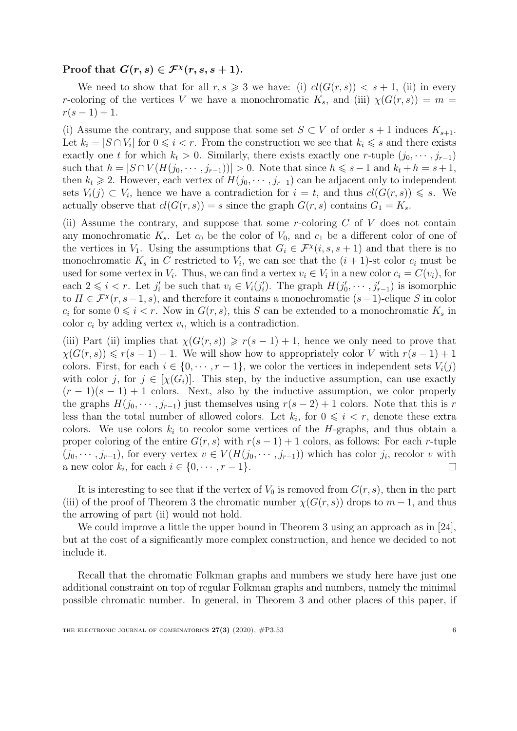**Proof that $G(r, s) \in \mathcal{F}^{\chi}(r, s, s+1)$.**

We need to show that for all $r, s \geqslant 3$ we have: (i) $cl(G(r, s)) < s + 1$, (ii) in every $r$-coloring of the vertices $V$ we have a monochromatic $K_s$, and (iii) $\chi(G(r, s)) = m = r(s-1) + 1$.

(i) Assume the contrary, and suppose that some set $S \subset V$ of order $s + 1$ induces $K_{s+1}$. Let $k_i = |S \cap V_i|$ for $0 \leqslant i < r$. From the construction we see that $k_i \leqslant s$ and there exists exactly one $t$ for which $k_t > 0$. Similarly, there exists exactly one $r$-tuple $(j_0, \cdots, j_{r-1})$ such that $h = |S \cap V(H(j_0, \cdots, j_{r-1}))| > 0$. Note that since $h \leqslant s-1$ and $k_t + h = s+1$, then $k_t \geqslant 2$. However, each vertex of $H(j_0, \cdots, j_{r-1})$ can be adjacent only to independent sets $V_i(j) \subset V_i$, hence we have a contradiction for $i = t$, and thus $cl(G(r, s)) \leqslant s$. We actually observe that $cl(G(r, s)) = s$ since the graph $G(r, s)$ contains $G_1 = K_s$.

(ii) Assume the contrary, and suppose that some $r$-coloring $C$ of $V$ does not contain any monochromatic $K_s$. Let $c_0$ be the color of $V_0$, and $c_1$ be a different color of one of the vertices in $V_1$. Using the assumptions that $G_i \in \mathcal{F}^{\chi}(i, s, s+1)$ and that there is no monochromatic $K_s$ in $C$ restricted to $V_i$, we can see that the $(i+1)$-st color $c_i$ must be used for some vertex in $V_i$. Thus, we can find a vertex $v_i \in V_i$ in a new color $c_i = C(v_i)$, for each $2 \leqslant i < r$. Let $j'_i$ be such that $v_i \in V_i(j'_i)$. The graph $H(j'_0, \cdots, j'_{r-1})$ is isomorphic to $H \in \mathcal{F}^{\chi}(r, s-1, s)$, and therefore it contains a monochromatic $(s-1)$-clique $S$ in color $c_i$ for some $0 \leqslant i < r$. Now in $G(r, s)$, this $S$ can be extended to a monochromatic $K_s$ in color $c_i$ by adding vertex $v_i$, which is a contradiction.

(iii) Part (ii) implies that $\chi(G(r, s)) \geqslant r(s-1) + 1$, hence we only need to prove that $\chi(G(r, s)) \leqslant r(s-1) + 1$. We will show how to appropriately color $V$ with $r(s-1) + 1$ colors. First, for each $i \in \{0, \cdots, r-1\}$, we color the vertices in independent sets $V_i(j)$ with color $j$, for $j \in [\chi(G_i)]$. This step, by the inductive assumption, can use exactly $(r-1)(s-1) + 1$ colors. Next, also by the inductive assumption, we color properly the graphs $H(j_0, \cdots, j_{r-1})$ just themselves using $r(s-2) + 1$ colors. Note that this is $r$ less than the total number of allowed colors. Let $k_i$, for $0 \leqslant i < r$, denote these extra colors. We use colors $k_i$ to recolor some vertices of the $H$-graphs, and thus obtain a proper coloring of the entire $G(r, s)$ with $r(s-1) + 1$ colors, as follows: For each $r$-tuple $(j_0, \cdots, j_{r-1})$, for every vertex $v \in V(H(j_0, \cdots, j_{r-1}))$ which has color $j_i$, recolor $v$ with a new color $k_i$, for each $i \in \{0, \cdots, r-1\}$. $\square$

It is interesting to see that if the vertex of $V_0$ is removed from $G(r, s)$, then in the part (iii) of the proof of Theorem 3 the chromatic number $\chi(G(r, s))$ drops to $m - 1$, and thus the arrowing of part (ii) would not hold.

We could improve a little the upper bound in Theorem 3 using an approach as in [24], but at the cost of a significantly more complex construction, and hence we decided to not include it.

Recall that the chromatic Folkman graphs and numbers we study here have just one additional constraint on top of regular Folkman graphs and numbers, namely the minimal possible chromatic number. In general, in Theorem 3 and other places of this paper, if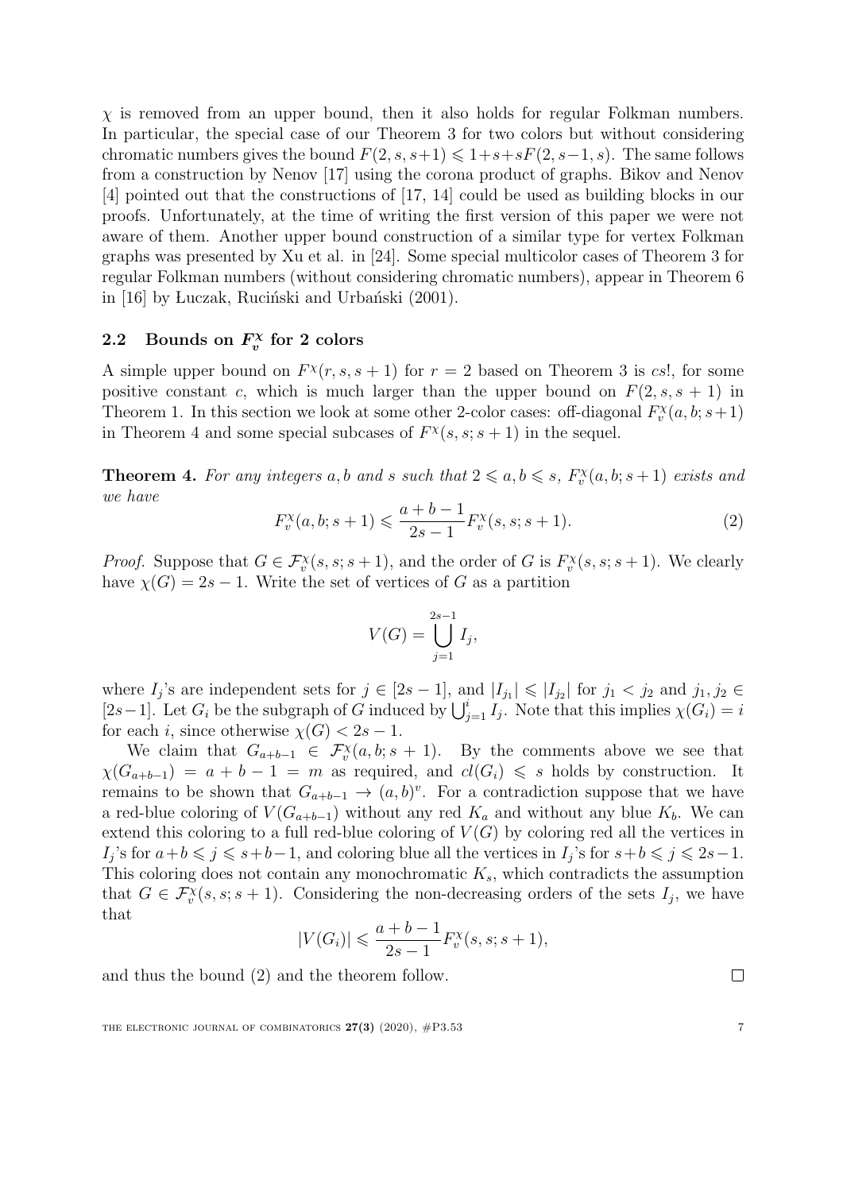$\chi$ is removed from an upper bound, then it also holds for regular Folkman numbers. In particular, the special case of our Theorem 3 for two colors but without considering chromatic numbers gives the bound $F(2, s, s+1) \leqslant 1+s+sF(2, s-1, s)$. The same follows from a construction by Nenov [17] using the corona product of graphs. Bikov and Nenov [4] pointed out that the constructions of [17, 14] could be used as building blocks in our proofs. Unfortunately, at the time of writing the first version of this paper we were not aware of them. Another upper bound construction of a similar type for vertex Folkman graphs was presented by Xu et al. in [24]. Some special multicolor cases of Theorem 3 for regular Folkman numbers (without considering chromatic numbers), appear in Theorem 6 in [16] by Łuczak, Ruciński and Urbański (2001).

### 2.2 Bounds on $F_v^{\chi}$ for 2 colors

A simple upper bound on $F^{\chi}(r, s, s+1)$ for $r = 2$ based on Theorem 3 is $cs!$, for some positive constant $c$, which is much larger than the upper bound on $F(2, s, s+1)$ in Theorem 1. In this section we look at some other 2-color cases: off-diagonal $F_v^{\chi}(a, b; s+1)$ in Theorem 4 and some special subcases of $F^{\chi}(s, s; s+1)$ in the sequel.

**Theorem 4.** *For any integers $a, b$ and $s$ such that $2 \leqslant a, b \leqslant s$, $F_v^{\chi}(a, b; s+1)$ exists and we have*

$$F_v^{\chi}(a, b; s+1) \leqslant \frac{a+b-1}{2s-1} F_v^{\chi}(s, s; s+1). \tag{2}$$

*Proof.* Suppose that $G \in \mathcal{F}_v^{\chi}(s, s; s+1)$, and the order of $G$ is $F_v^{\chi}(s, s; s+1)$. We clearly have $\chi(G) = 2s-1$. Write the set of vertices of $G$ as a partition

$$V(G) = \bigcup_{j=1}^{2s-1} I_j,$$

where $I_j$'s are independent sets for $j \in [2s-1]$, and $|I_{j_1}| \leqslant |I_{j_2}|$ for $j_1 < j_2$ and $j_1, j_2 \in [2s-1]$. Let $G_i$ be the subgraph of $G$ induced by $\bigcup_{j=1}^{i} I_j$. Note that this implies $\chi(G_i) = i$ for each $i$, since otherwise $\chi(G) < 2s-1$.

We claim that $G_{a+b-1} \in \mathcal{F}_v^{\chi}(a, b; s+1)$. By the comments above we see that $\chi(G_{a+b-1}) = a+b-1 = m$ as required, and $cl(G_i) \leqslant s$ holds by construction. It remains to be shown that $G_{a+b-1} \to (a, b)^v$. For a contradiction suppose that we have a red-blue coloring of $V(G_{a+b-1})$ without any red $K_a$ and without any blue $K_b$. We can extend this coloring to a full red-blue coloring of $V(G)$ by coloring red all the vertices in $I_j$'s for $a+b \leqslant j \leqslant s+b-1$, and coloring blue all the vertices in $I_j$'s for $s+b \leqslant j \leqslant 2s-1$. This coloring does not contain any monochromatic $K_s$, which contradicts the assumption that $G \in \mathcal{F}_v^{\chi}(s, s; s+1)$. Considering the non-decreasing orders of the sets $I_j$, we have that

$$|V(G_i)| \leqslant \frac{a+b-1}{2s-1} F_v^{\chi}(s, s; s+1),$$

and thus the bound (2) and the theorem follow. $\square$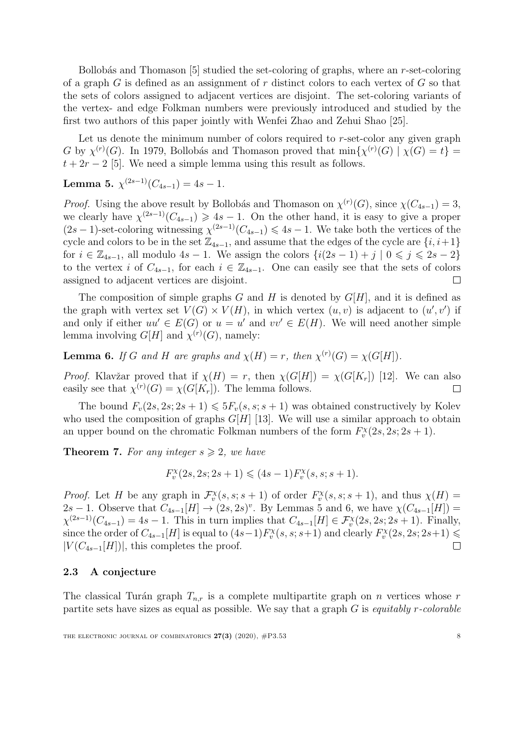Bollobás and Thomason [5] studied the set-coloring of graphs, where an $r$-set-coloring of a graph $G$ is defined as an assignment of $r$ distinct colors to each vertex of $G$ so that the sets of colors assigned to adjacent vertices are disjoint. The set-coloring variants of the vertex- and edge Folkman numbers were previously introduced and studied by the first two authors of this paper jointly with Wenfei Zhao and Zehui Shao [25].

Let us denote the minimum number of colors required to $r$-set-color any given graph $G$ by $\chi^{(r)}(G)$. In 1979, Bollobás and Thomason proved that $\min\{\chi^{(r)}(G) \mid \chi(G) = t\} = t + 2r - 2$ [5]. We need a simple lemma using this result as follows.

**Lemma 5.** $\chi^{(2s-1)}(C_{4s-1}) = 4s - 1$.

*Proof.* Using the above result by Bollobás and Thomason on $\chi^{(r)}(G)$, since $\chi(C_{4s-1}) = 3$, we clearly have $\chi^{(2s-1)}(C_{4s-1}) \geqslant 4s - 1$. On the other hand, it is easy to give a proper $(2s-1)$-set-coloring witnessing $\chi^{(2s-1)}(C_{4s-1}) \leqslant 4s - 1$. We take both the vertices of the cycle and colors to be in the set $\mathbb{Z}_{4s-1}$, and assume that the edges of the cycle are $\{i, i+1\}$ for $i \in \mathbb{Z}_{4s-1}$, all modulo $4s - 1$. We assign the colors $\{i(2s-1) + j \mid 0 \leqslant j \leqslant 2s - 2\}$ to the vertex $i$ of $C_{4s-1}$, for each $i \in \mathbb{Z}_{4s-1}$. One can easily see that the sets of colors assigned to adjacent vertices are disjoint. $\square$

The composition of simple graphs $G$ and $H$ is denoted by $G[H]$, and it is defined as the graph with vertex set $V(G) \times V(H)$, in which vertex $(u, v)$ is adjacent to $(u', v')$ if and only if either $uu' \in E(G)$ or $u = u'$ and $vv' \in E(H)$. We will need another simple lemma involving $G[H]$ and $\chi^{(r)}(G)$, namely:

**Lemma 6.** *If $G$ and $H$ are graphs and $\chi(H) = r$, then $\chi^{(r)}(G) = \chi(G[H])$.*

*Proof.* Klavžar proved that if $\chi(H) = r$, then $\chi(G[H]) = \chi(G[K_r])$ [12]. We can also easily see that $\chi^{(r)}(G) = \chi(G[K_r])$. The lemma follows. $\square$

The bound $F_v(2s, 2s; 2s+1) \leqslant 5F_v(s, s; s+1)$ was obtained constructively by Kolev who used the composition of graphs $G[H]$ [13]. We will use a similar approach to obtain an upper bound on the chromatic Folkman numbers of the form $F_v^\chi(2s, 2s; 2s+1)$.

**Theorem 7.** *For any integer $s \geqslant 2$, we have*

$$F_v^\chi(2s, 2s; 2s+1) \leqslant (4s-1)F_v^\chi(s, s; s+1).$$

*Proof.* Let $H$ be any graph in $\mathcal{F}_v^\chi(s, s; s+1)$ of order $F_v^\chi(s, s; s+1)$, and thus $\chi(H) = 2s - 1$. Observe that $C_{4s-1}[H] \to (2s, 2s)^v$. By Lemmas 5 and 6, we have $\chi(C_{4s-1}[H]) = \chi^{(2s-1)}(C_{4s-1}) = 4s - 1$. This in turn implies that $C_{4s-1}[H] \in \mathcal{F}_v^\chi(2s, 2s; 2s+1)$. Finally, since the order of $C_{4s-1}[H]$ is equal to $(4s-1)F_v^\chi(s, s; s+1)$ and clearly $F_v^\chi(2s, 2s; 2s+1) \leqslant |V(C_{4s-1}[H])|$, this completes the proof. $\square$

### 2.3 A conjecture

The classical Turán graph $T_{n,r}$ is a complete multipartite graph on $n$ vertices whose $r$ partite sets have sizes as equal as possible. We say that a graph $G$ is *equitably $r$-colorable*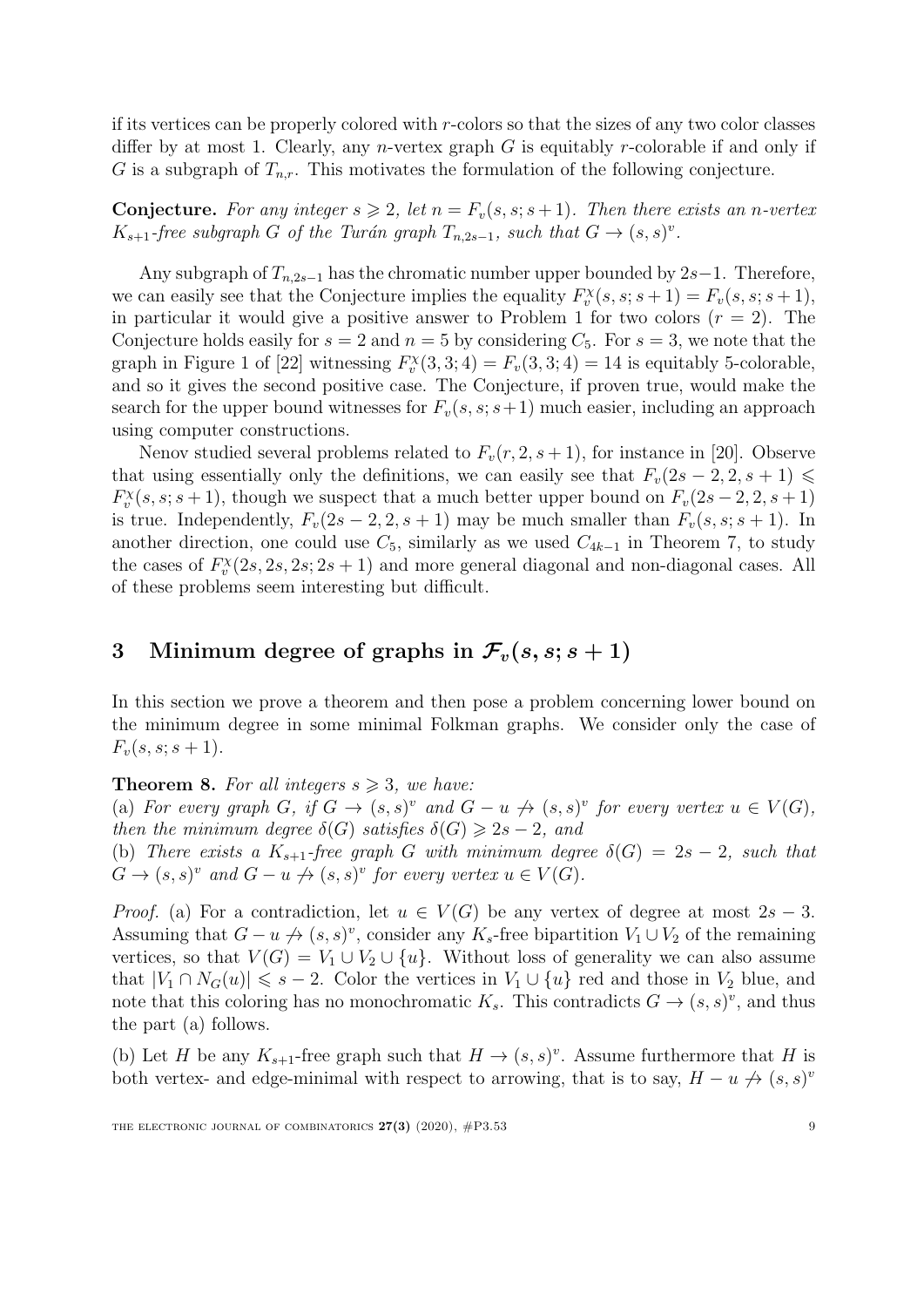if its vertices can be properly colored with $r$-colors so that the sizes of any two color classes differ by at most 1. Clearly, any $n$-vertex graph $G$ is equitably $r$-colorable if and only if $G$ is a subgraph of $T_{n,r}$. This motivates the formulation of the following conjecture.

**Conjecture.** *For any integer $s \geqslant 2$, let $n = F_v(s, s; s+1)$. Then there exists an $n$-vertex $K_{s+1}$-free subgraph $G$ of the Turán graph $T_{n,2s-1}$, such that $G \to (s, s)^v$.*

Any subgraph of $T_{n,2s-1}$ has the chromatic number upper bounded by $2s-1$. Therefore, we can easily see that the Conjecture implies the equality $F_v^\chi(s, s; s+1) = F_v(s, s; s+1)$, in particular it would give a positive answer to Problem 1 for two colors ($r = 2$). The Conjecture holds easily for $s = 2$ and $n = 5$ by considering $C_5$. For $s = 3$, we note that the graph in Figure 1 of [22] witnessing $F_v^\chi(3, 3; 4) = F_v(3, 3; 4) = 14$ is equitably 5-colorable, and so it gives the second positive case. The Conjecture, if proven true, would make the search for the upper bound witnesses for $F_v(s, s; s+1)$ much easier, including an approach using computer constructions.

Nenov studied several problems related to $F_v(r, 2, s+1)$, for instance in [20]. Observe that using essentially only the definitions, we can easily see that $F_v(2s-2, 2, s+1) \leqslant F_v^\chi(s, s; s+1)$, though we suspect that a much better upper bound on $F_v(2s-2, 2, s+1)$ is true. Independently, $F_v(2s-2, 2, s+1)$ may be much smaller than $F_v(s, s; s+1)$. In another direction, one could use $C_5$, similarly as we used $C_{4k-1}$ in Theorem 7, to study the cases of $F_v^\chi(2s, 2s, 2s; 2s+1)$ and more general diagonal and non-diagonal cases. All of these problems seem interesting but difficult.

## 3 Minimum degree of graphs in $\mathcal{F}_v(s, s; s+1)$

In this section we prove a theorem and then pose a problem concerning lower bound on the minimum degree in some minimal Folkman graphs. We consider only the case of $F_v(s, s; s+1)$.

**Theorem 8.** *For all integers $s \geqslant 3$, we have:*
(a) *For every graph $G$, if $G \to (s, s)^v$ and $G - u \not\to (s, s)^v$ for every vertex $u \in V(G)$, then the minimum degree $\delta(G)$ satisfies $\delta(G) \geqslant 2s-2$, and*
(b) *There exists a $K_{s+1}$-free graph $G$ with minimum degree $\delta(G) = 2s-2$, such that $G \to (s, s)^v$ and $G - u \not\to (s, s)^v$ for every vertex $u \in V(G)$.*

*Proof.* (a) For a contradiction, let $u \in V(G)$ be any vertex of degree at most $2s-3$. Assuming that $G - u \not\to (s, s)^v$, consider any $K_s$-free bipartition $V_1 \cup V_2$ of the remaining vertices, so that $V(G) = V_1 \cup V_2 \cup \{u\}$. Without loss of generality we can also assume that $|V_1 \cap N_G(u)| \leqslant s-2$. Color the vertices in $V_1 \cup \{u\}$ red and those in $V_2$ blue, and note that this coloring has no monochromatic $K_s$. This contradicts $G \to (s, s)^v$, and thus the part (a) follows.

(b) Let $H$ be any $K_{s+1}$-free graph such that $H \to (s, s)^v$. Assume furthermore that $H$ is both vertex- and edge-minimal with respect to arrowing, that is to say, $H - u \not\to (s, s)^v$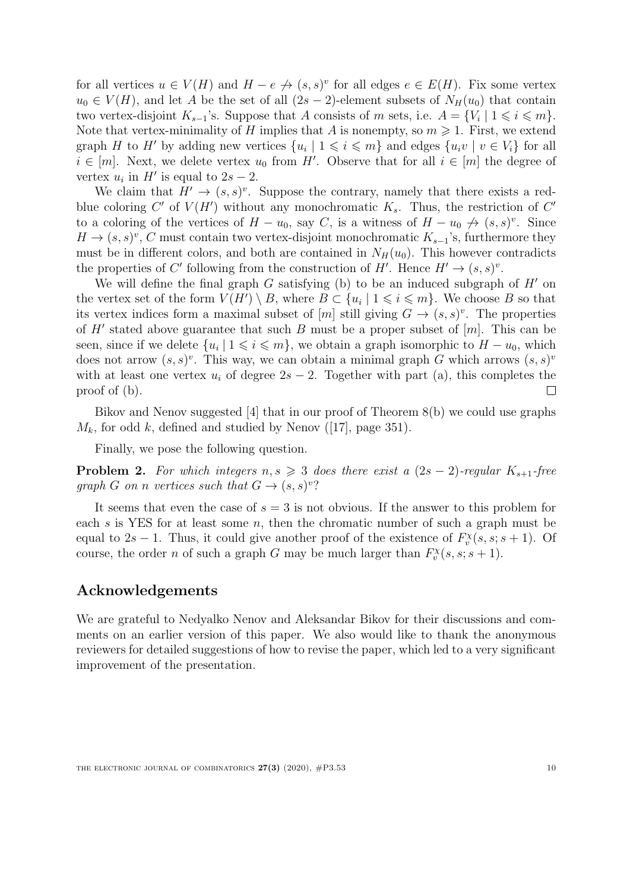for all vertices $u \in V(H)$ and $H - e \nrightarrow (s,s)^v$ for all edges $e \in E(H)$. Fix some vertex $u_0 \in V(H)$, and let $A$ be the set of all $(2s-2)$-element subsets of $N_H(u_0)$ that contain two vertex-disjoint $K_{s-1}$'s. Suppose that $A$ consists of $m$ sets, i.e. $A = \{V_i \mid 1 \leqslant i \leqslant m\}$. Note that vertex-minimality of $H$ implies that $A$ is nonempty, so $m \geqslant 1$. First, we extend graph $H$ to $H'$ by adding new vertices $\{u_i \mid 1 \leqslant i \leqslant m\}$ and edges $\{u_i v \mid v \in V_i\}$ for all $i \in [m]$. Next, we delete vertex $u_0$ from $H'$. Observe that for all $i \in [m]$ the degree of vertex $u_i$ in $H'$ is equal to $2s-2$.

We claim that $H' \rightarrow (s,s)^v$. Suppose the contrary, namely that there exists a red-blue coloring $C'$ of $V(H')$ without any monochromatic $K_s$. Thus, the restriction of $C'$ to a coloring of the vertices of $H - u_0$, say $C$, is a witness of $H - u_0 \nrightarrow (s,s)^v$. Since $H \rightarrow (s,s)^v$, $C$ must contain two vertex-disjoint monochromatic $K_{s-1}$'s, furthermore they must be in different colors, and both are contained in $N_H(u_0)$. This however contradicts the properties of $C'$ following from the construction of $H'$. Hence $H' \rightarrow (s,s)^v$.

We will define the final graph $G$ satisfying (b) to be an induced subgraph of $H'$ on the vertex set of the form $V(H') \setminus B$, where $B \subset \{u_i \mid 1 \leqslant i \leqslant m\}$. We choose $B$ so that its vertex indices form a maximal subset of $[m]$ still giving $G \rightarrow (s,s)^v$. The properties of $H'$ stated above guarantee that such $B$ must be a proper subset of $[m]$. This can be seen, since if we delete $\{u_i \mid 1 \leqslant i \leqslant m\}$, we obtain a graph isomorphic to $H - u_0$, which does not arrow $(s,s)^v$. This way, we can obtain a minimal graph $G$ which arrows $(s,s)^v$ with at least one vertex $u_i$ of degree $2s-2$. Together with part (a), this completes the proof of (b). $\square$

Bikov and Nenov suggested [4] that in our proof of Theorem 8(b) we could use graphs $M_k$, for odd $k$, defined and studied by Nenov ([17], page 351).

Finally, we pose the following question.

**Problem 2.** *For which integers $n, s \geqslant 3$ does there exist a $(2s-2)$-regular $K_{s+1}$-free graph $G$ on $n$ vertices such that $G \rightarrow (s,s)^v$?*

It seems that even the case of $s = 3$ is not obvious. If the answer to this problem for each $s$ is YES for at least some $n$, then the chromatic number of such a graph must be equal to $2s-1$. Thus, it could give another proof of the existence of $F_v^{\chi}(s,s;s+1)$. Of course, the order $n$ of such a graph $G$ may be much larger than $F_v^{\chi}(s,s;s+1)$.

## Acknowledgements

We are grateful to Nedyalko Nenov and Aleksandar Bikov for their discussions and comments on an earlier version of this paper. We also would like to thank the anonymous reviewers for detailed suggestions of how to revise the paper, which led to a very significant improvement of the presentation.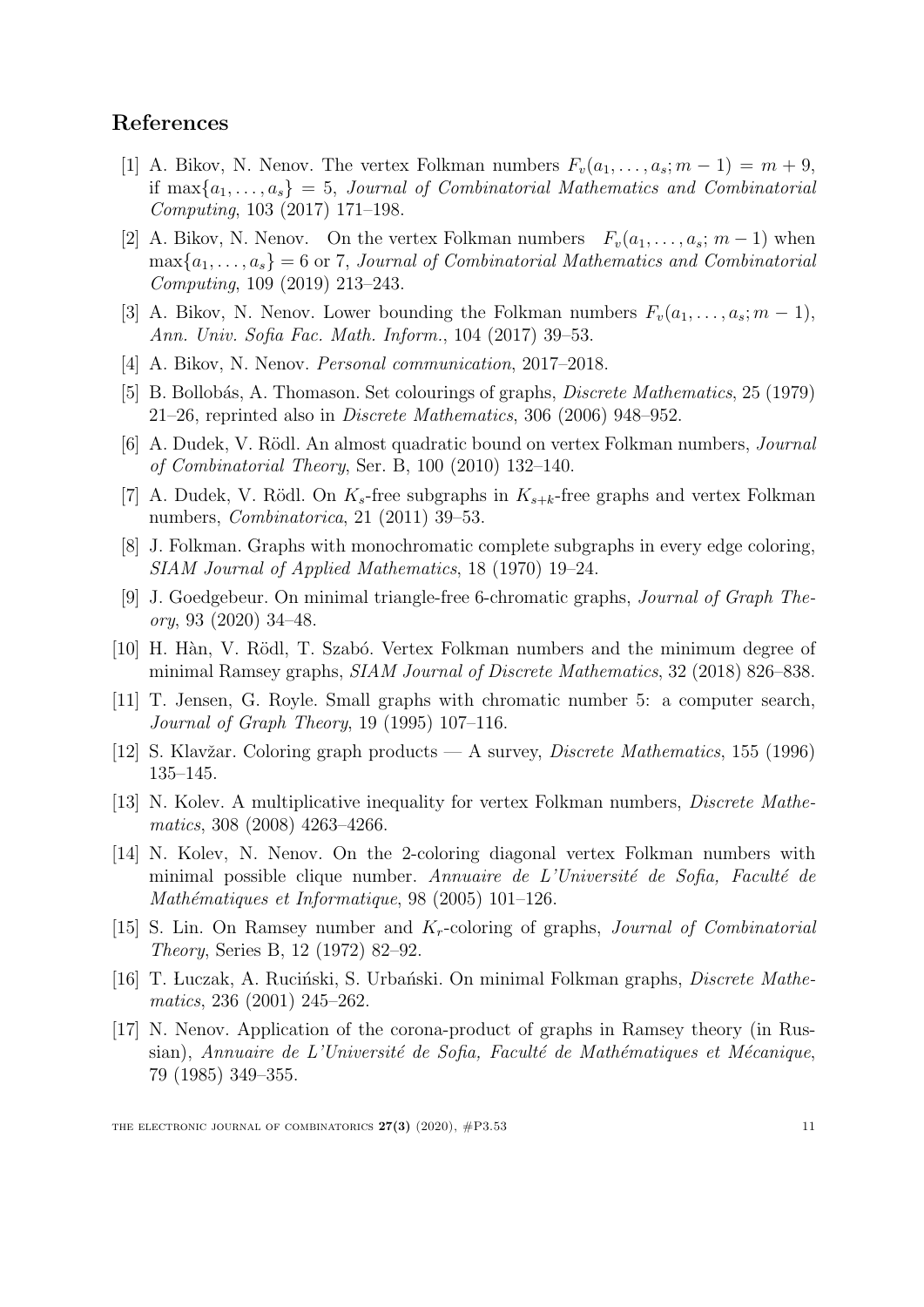## References

[1] A. Bikov, N. Nenov. The vertex Folkman numbers $F_v(a_1, \ldots, a_s; m-1) = m+9$, if $\max\{a_1, \ldots, a_s\} = 5$, *Journal of Combinatorial Mathematics and Combinatorial Computing*, 103 (2017) 171–198.

[2] A. Bikov, N. Nenov. On the vertex Folkman numbers $F_v(a_1, \ldots, a_s; m-1)$ when $\max\{a_1, \ldots, a_s\} = 6$ or 7, *Journal of Combinatorial Mathematics and Combinatorial Computing*, 109 (2019) 213–243.

[3] A. Bikov, N. Nenov. Lower bounding the Folkman numbers $F_v(a_1, \ldots, a_s; m-1)$, *Ann. Univ. Sofia Fac. Math. Inform.*, 104 (2017) 39–53.

[4] A. Bikov, N. Nenov. *Personal communication*, 2017–2018.

[5] B. Bollobás, A. Thomason. Set colourings of graphs, *Discrete Mathematics*, 25 (1979) 21–26, reprinted also in *Discrete Mathematics*, 306 (2006) 948–952.

[6] A. Dudek, V. Rödl. An almost quadratic bound on vertex Folkman numbers, *Journal of Combinatorial Theory*, Ser. B, 100 (2010) 132–140.

[7] A. Dudek, V. Rödl. On $K_s$-free subgraphs in $K_{s+k}$-free graphs and vertex Folkman numbers, *Combinatorica*, 21 (2011) 39–53.

[8] J. Folkman. Graphs with monochromatic complete subgraphs in every edge coloring, *SIAM Journal of Applied Mathematics*, 18 (1970) 19–24.

[9] J. Goedgebeur. On minimal triangle-free 6-chromatic graphs, *Journal of Graph Theory*, 93 (2020) 34–48.

[10] H. Hàn, V. Rödl, T. Szabó. Vertex Folkman numbers and the minimum degree of minimal Ramsey graphs, *SIAM Journal of Discrete Mathematics*, 32 (2018) 826–838.

[11] T. Jensen, G. Royle. Small graphs with chromatic number 5: a computer search, *Journal of Graph Theory*, 19 (1995) 107–116.

[12] S. Klavžar. Coloring graph products — A survey, *Discrete Mathematics*, 155 (1996) 135–145.

[13] N. Kolev. A multiplicative inequality for vertex Folkman numbers, *Discrete Mathematics*, 308 (2008) 4263–4266.

[14] N. Kolev, N. Nenov. On the 2-coloring diagonal vertex Folkman numbers with minimal possible clique number. *Annuaire de L'Université de Sofia, Faculté de Mathématiques et Informatique*, 98 (2005) 101–126.

[15] S. Lin. On Ramsey number and $K_r$-coloring of graphs, *Journal of Combinatorial Theory*, Series B, 12 (1972) 82–92.

[16] T. Łuczak, A. Ruciński, S. Urbański. On minimal Folkman graphs, *Discrete Mathematics*, 236 (2001) 245–262.

[17] N. Nenov. Application of the corona-product of graphs in Ramsey theory (in Russian), *Annuaire de L'Université de Sofia, Faculté de Mathématiques et Mécanique*, 79 (1985) 349–355.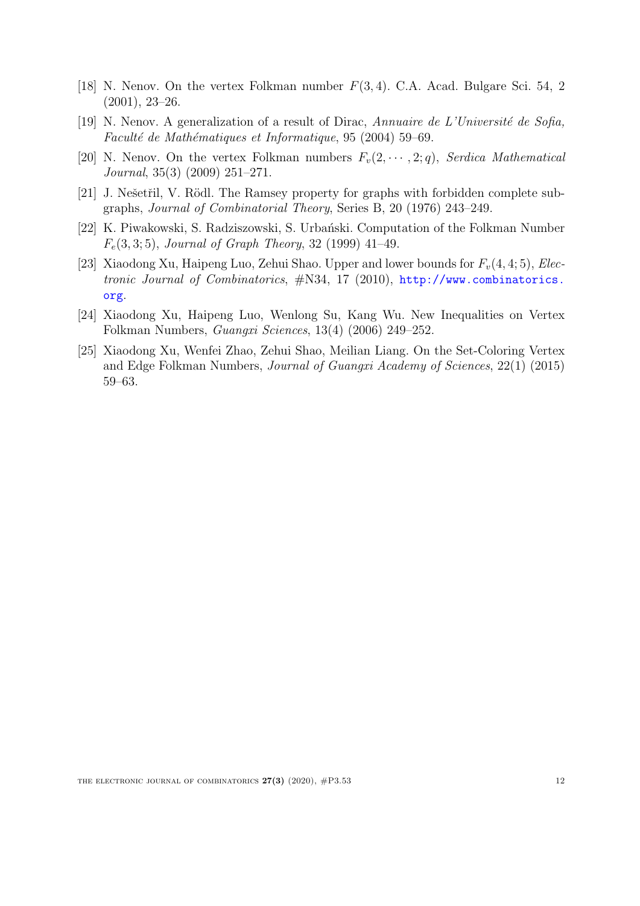[18] N. Nenov. On the vertex Folkman number $F(3,4)$. C.A. Acad. Bulgare Sci. 54, 2 (2001), 23–26.

[19] N. Nenov. A generalization of a result of Dirac, *Annuaire de L'Université de Sofia, Faculté de Mathématiques et Informatique*, 95 (2004) 59–69.

[20] N. Nenov. On the vertex Folkman numbers $F_v(2, \cdots, 2; q)$, *Serdica Mathematical Journal*, 35(3) (2009) 251–271.

[21] J. Nešetřil, V. Rödl. The Ramsey property for graphs with forbidden complete subgraphs, *Journal of Combinatorial Theory*, Series B, 20 (1976) 243–249.

[22] K. Piwakowski, S. Radziszowski, S. Urbański. Computation of the Folkman Number $F_e(3,3;5)$, *Journal of Graph Theory*, 32 (1999) 41–49.

[23] Xiaodong Xu, Haipeng Luo, Zehui Shao. Upper and lower bounds for $F_v(4,4;5)$, *Electronic Journal of Combinatorics*, #N34, 17 (2010), http://www.combinatorics.org.

[24] Xiaodong Xu, Haipeng Luo, Wenlong Su, Kang Wu. New Inequalities on Vertex Folkman Numbers, *Guangxi Sciences*, 13(4) (2006) 249–252.

[25] Xiaodong Xu, Wenfei Zhao, Zehui Shao, Meilian Liang. On the Set-Coloring Vertex and Edge Folkman Numbers, *Journal of Guangxi Academy of Sciences*, 22(1) (2015) 59–63.